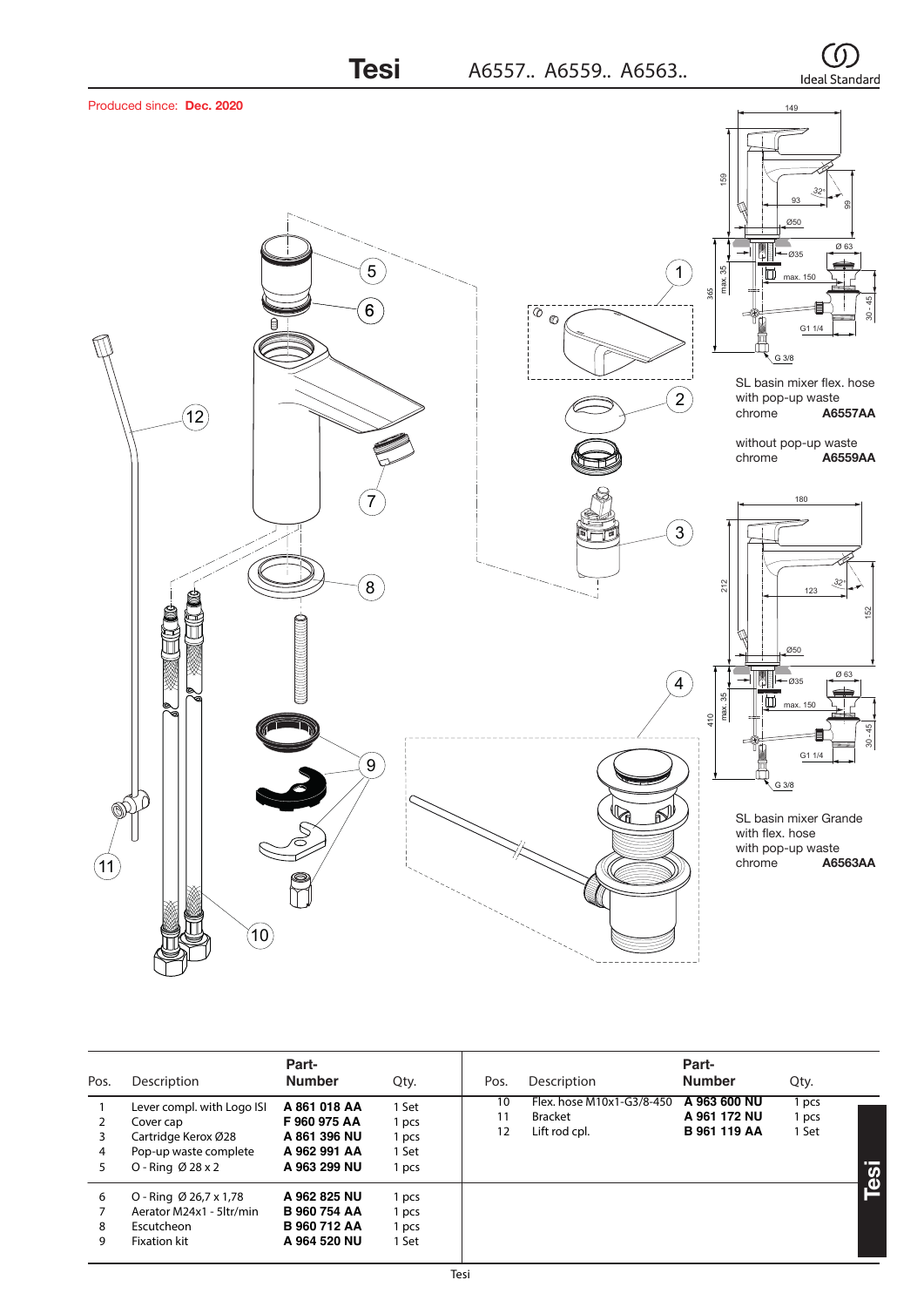# Tesi A6557.. A6559.. A6563..

Ideal Standard

Produced since: **Dec. 2020**

SL basin mixer flex. hose
with pop-up waste
chrome **A6557AA**

without pop-up waste
chrome **A6559AA**

SL basin mixer Grande
with flex. hose
with pop-up waste
chrome **A6563AA**

| Pos. | Description | Part-Number | Qty. | Pos. | Description | Part-Number | Qty. |
|---|---|---|---|---|---|---|---|
| 1 | Lever compl. with Logo ISI | **A 861 018 AA** | 1 Set | 10 | Flex. hose M10x1-G3/8-450 | **A 963 600 NU** | 1 pcs |
| 2 | Cover cap | **F 960 975 AA** | 1 pcs | 11 | Bracket | **A 961 172 NU** | 1 pcs |
| 3 | Cartridge Kerox Ø28 | **A 861 396 NU** | 1 pcs | 12 | Lift rod cpl. | **B 961 119 AA** | 1 Set |
| 4 | Pop-up waste complete | **A 962 991 AA** | 1 Set | | | | |
| 5 | O - Ring Ø 28 x 2 | **A 963 299 NU** | 1 pcs | | | | |
| 6 | O - Ring Ø 26,7 x 1,78 | **A 962 825 NU** | 1 pcs | | | | |
| 7 | Aerator M24x1 - 5ltr/min | **B 960 754 AA** | 1 pcs | | | | |
| 8 | Escutcheon | **B 960 712 AA** | 1 pcs | | | | |
| 9 | Fixation kit | **A 964 520 NU** | 1 Set | | | | |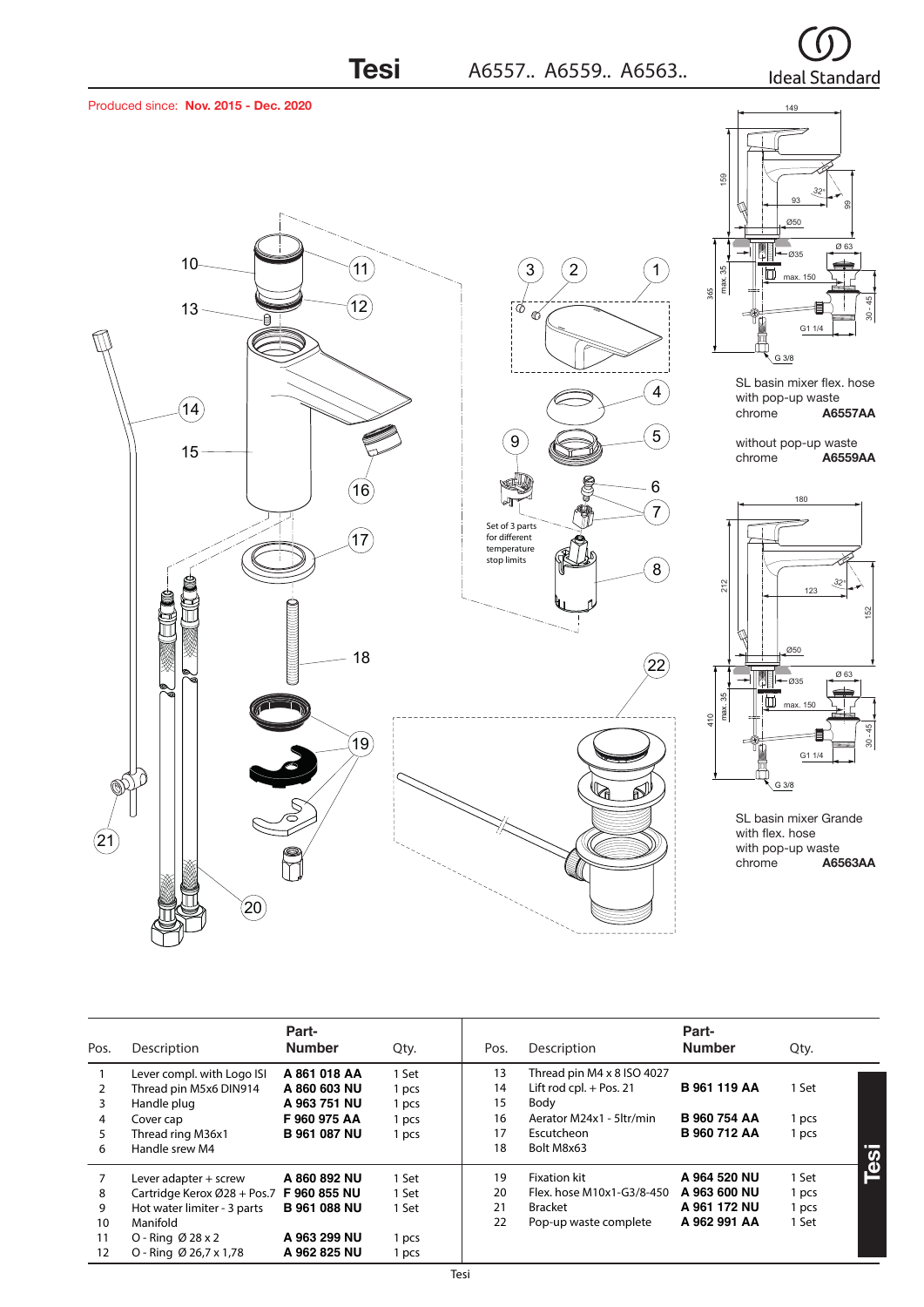# Tesi

A6557.. A6559.. A6563..

Ideal Standard

Produced since: **Nov. 2015 - Dec. 2020**

SL basin mixer flex. hose
with pop-up waste
chrome **A6557AA**

without pop-up waste
chrome **A6559AA**

SL basin mixer Grande
with flex. hose
with pop-up waste
chrome **A6563AA**

Set of 3 parts for different temperature stop limits

| Pos. | Description | Part-Number | Qty. | Pos. | Description | Part-Number | Qty. |
|---|---|---|---|---|---|---|---|
| 1 | Lever compl. with Logo ISI | A 861 018 AA | 1 Set | 13 | Thread pin M4 x 8 ISO 4027 | | |
| 2 | Thread pin M5x6 DIN914 | A 860 603 NU | 1 pcs | 14 | Lift rod cpl. + Pos. 21 | B 961 119 AA | 1 Set |
| 3 | Handle plug | A 963 751 NU | 1 pcs | 15 | Body | | |
| 4 | Cover cap | F 960 975 AA | 1 pcs | 16 | Aerator M24x1 - 5ltr/min | B 960 754 AA | 1 pcs |
| 5 | Thread ring M36x1 | B 961 087 NU | 1 pcs | 17 | Escutcheon | B 960 712 AA | 1 pcs |
| 6 | Handle srew M4 | | | 18 | Bolt M8x63 | | |
| 7 | Lever adapter + screw | A 860 892 NU | 1 Set | 19 | Fixation kit | A 964 520 NU | 1 Set |
| 8 | Cartridge Kerox Ø28 + Pos.7 | F 960 855 NU | 1 Set | 20 | Flex. hose M10x1-G3/8-450 | A 963 600 NU | 1 pcs |
| 9 | Hot water limiter - 3 parts | B 961 088 NU | 1 Set | 21 | Bracket | A 961 172 NU | 1 pcs |
| 10 | Manifold | | | 22 | Pop-up waste complete | A 962 991 AA | 1 Set |
| 11 | O - Ring Ø 28 x 2 | A 963 299 NU | 1 pcs | | | | |
| 12 | O - Ring Ø 26,7 x 1,78 | A 962 825 NU | 1 pcs | | | | |